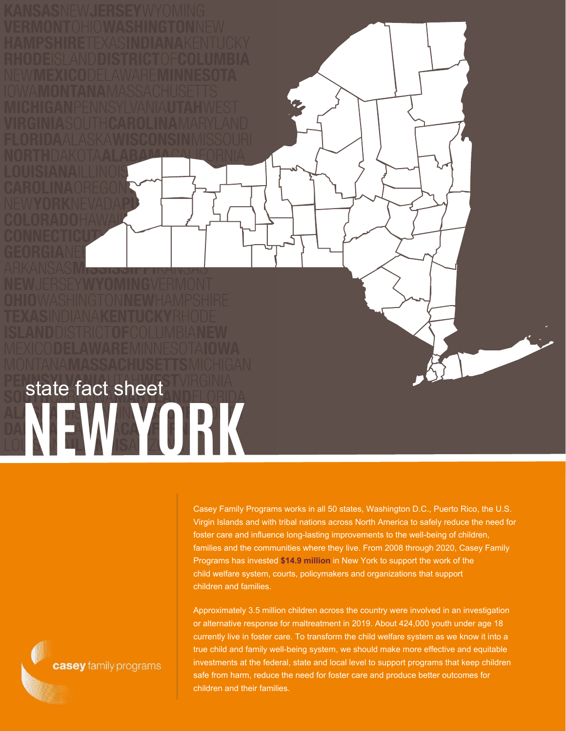state fact sheet

# NEW YORK

Casey Family Programs works in all 50 states, Washington D.C., Puerto Rico, the U.S. Virgin Islands and with tribal nations across North America to safely reduce the need for foster care and influence long-lasting improvements to the well-being of children, families and the communities where they live. From 2008 through 2020, Casey Family Programs has invested **$14.9 million** in New York to support the work of the child welfare system, courts, policymakers and organizations that support children and families.

Approximately 3.5 million children across the country were involved in an investigation or alternative response for maltreatment in 2019. About 424,000 youth under age 18 currently live in foster care. To transform the child welfare system as we know it into a true child and family well-being system, we should make more effective and equitable investments at the federal, state and local level to support programs that keep children safe from harm, reduce the need for foster care and produce better outcomes for children and their families.

casey family programs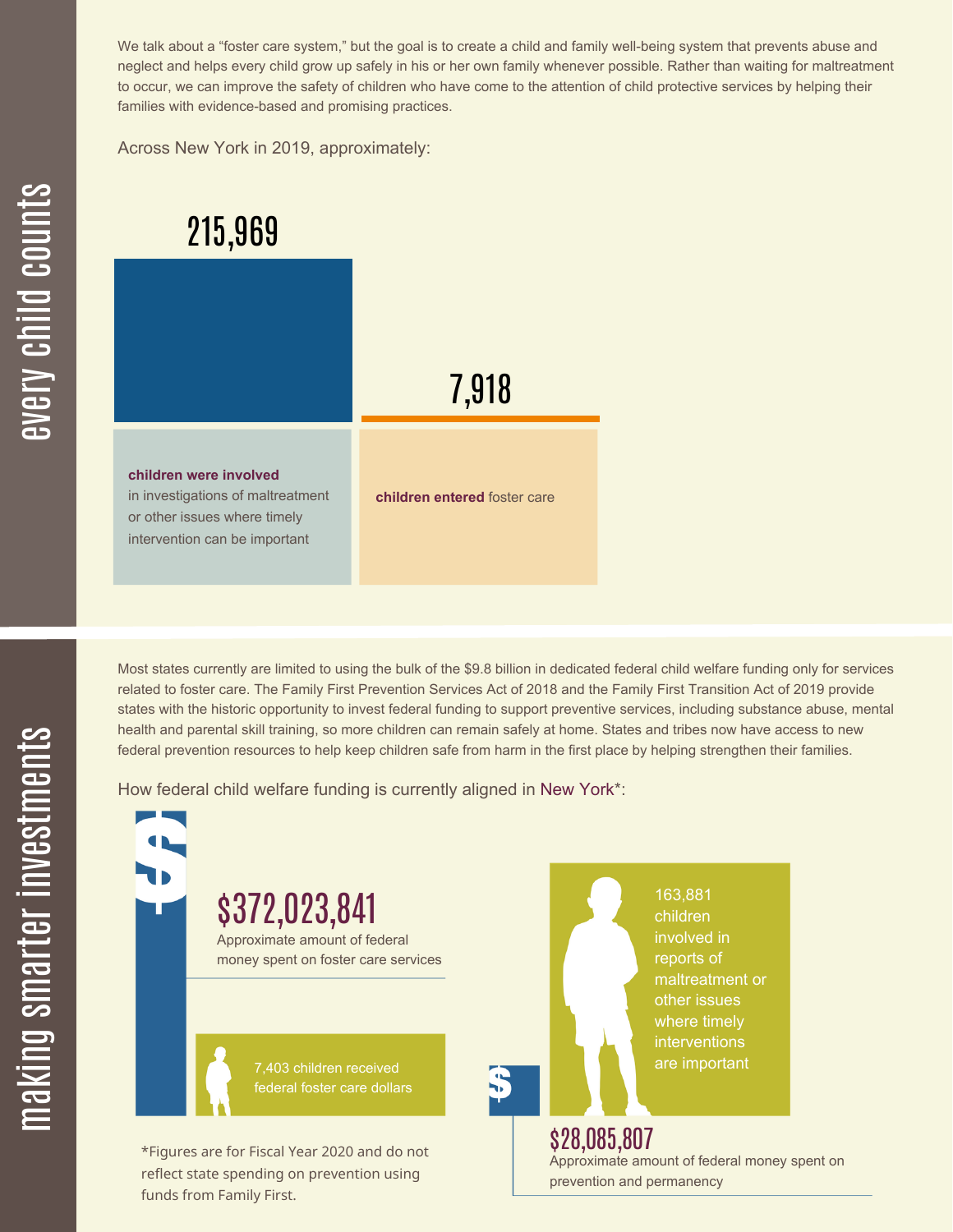## every child counts

We talk about a "foster care system," but the goal is to create a child and family well-being system that prevents abuse and neglect and helps every child grow up safely in his or her own family whenever possible. Rather than waiting for maltreatment to occur, we can improve the safety of children who have come to the attention of child protective services by helping their families with evidence-based and promising practices.

Across New York in 2019, approximately:

215,969

**children were involved** in investigations of maltreatment or other issues where timely intervention can be important

7,918

**children entered** foster care

## making smarter investments

Most states currently are limited to using the bulk of the $9.8 billion in dedicated federal child welfare funding only for services related to foster care. The Family First Prevention Services Act of 2018 and the Family First Transition Act of 2019 provide states with the historic opportunity to invest federal funding to support preventive services, including substance abuse, mental health and parental skill training, so more children can remain safely at home. States and tribes now have access to new federal prevention resources to help keep children safe from harm in the first place by helping strengthen their families.

How federal child welfare funding is currently aligned in New York*:

$372,023,841

Approximate amount of federal money spent on foster care services

7,403 children received federal foster care dollars

163,881 children involved in reports of maltreatment or other issues where timely interventions are important

$28,085,807

Approximate amount of federal money spent on prevention and permanency

*Figures are for Fiscal Year 2020 and do not reflect state spending on prevention using funds from Family First.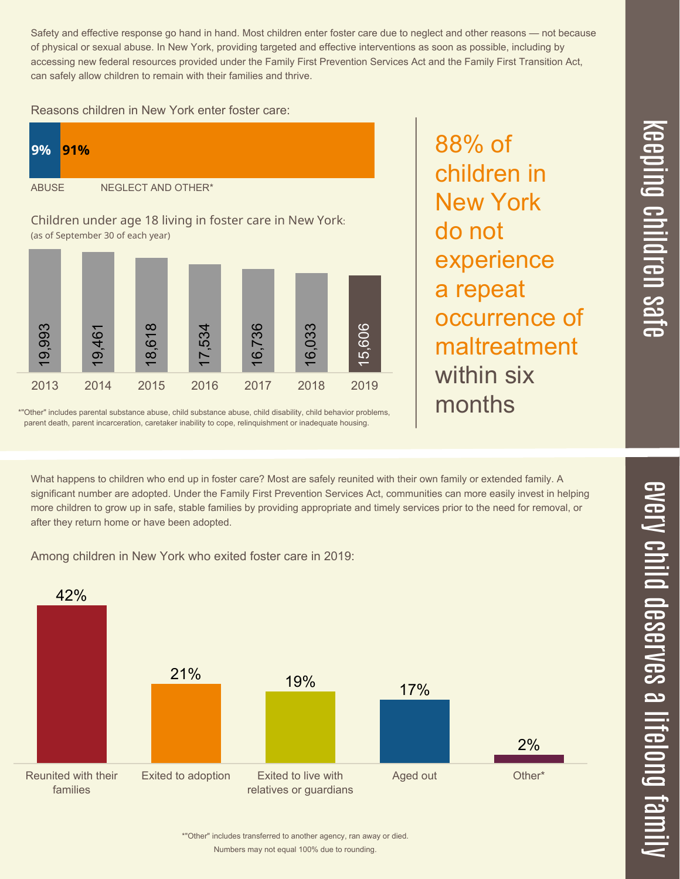## keeping children safe

Safety and effective response go hand in hand. Most children enter foster care due to neglect and other reasons — not because of physical or sexual abuse. In New York, providing targeted and effective interventions as soon as possible, including by accessing new federal resources provided under the Family First Prevention Services Act and the Family First Transition Act, can safely allow children to remain with their families and thrive.

Reasons children in New York enter foster care:

**9%** **91%**

ABUSE NEGLECT AND OTHER*

Children under age 18 living in foster care in New York:
(as of September 30 of each year)

19,993 19,461 18,618 17,534 16,736 16,033 15,606

2013 2014 2015 2016 2017 2018 2019

*"Other" includes parental substance abuse, child substance abuse, child disability, child behavior problems, parent death, parent incarceration, caretaker inability to cope, relinquishment or inadequate housing.

88% of children in New York do not experience a repeat occurrence of maltreatment within six months

## every child deserves a lifelong family

What happens to children who end up in foster care? Most are safely reunited with their own family or extended family. A significant number are adopted. Under the Family First Prevention Services Act, communities can more easily invest in helping more children to grow up in safe, stable families by providing appropriate and timely services prior to the need for removal, or after they return home or have been adopted.

Among children in New York who exited foster care in 2019:

42% Reunited with their families

21% Exited to adoption

19% Exited to live with relatives or guardians

17% Aged out

2% Other*

*"Other" includes transferred to another agency, ran away or died.
Numbers may not equal 100% due to rounding.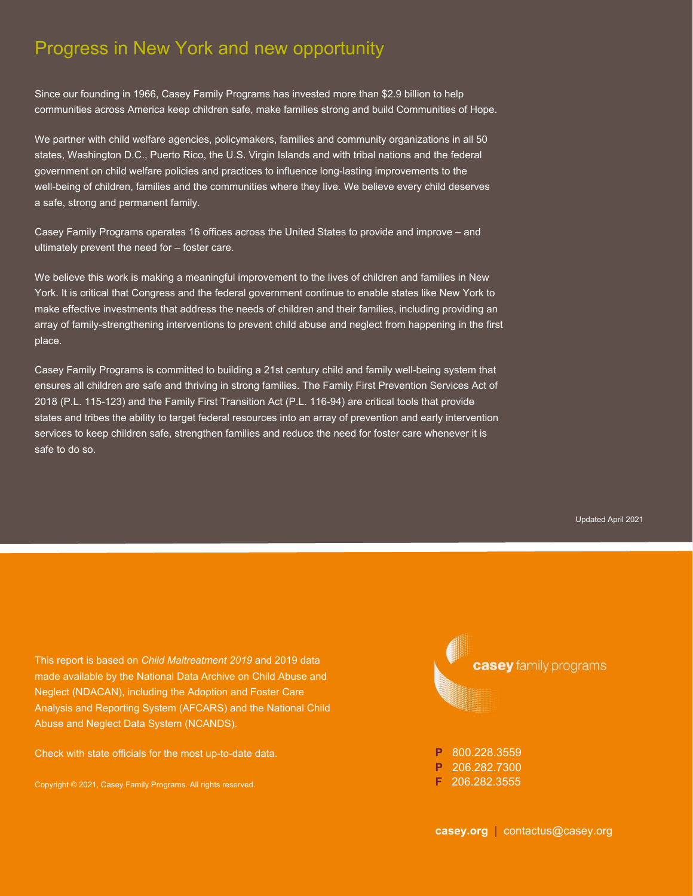## Progress in New York and new opportunity

Since our founding in 1966, Casey Family Programs has invested more than $2.9 billion to help communities across America keep children safe, make families strong and build Communities of Hope.

We partner with child welfare agencies, policymakers, families and community organizations in all 50 states, Washington D.C., Puerto Rico, the U.S. Virgin Islands and with tribal nations and the federal government on child welfare policies and practices to influence long-lasting improvements to the well-being of children, families and the communities where they live. We believe every child deserves a safe, strong and permanent family.

Casey Family Programs operates 16 offices across the United States to provide and improve – and ultimately prevent the need for – foster care.

We believe this work is making a meaningful improvement to the lives of children and families in New York. It is critical that Congress and the federal government continue to enable states like New York to make effective investments that address the needs of children and their families, including providing an array of family-strengthening interventions to prevent child abuse and neglect from happening in the first place.

Casey Family Programs is committed to building a 21st century child and family well-being system that ensures all children are safe and thriving in strong families. The Family First Prevention Services Act of 2018 (P.L. 115-123) and the Family First Transition Act (P.L. 116-94) are critical tools that provide states and tribes the ability to target federal resources into an array of prevention and early intervention services to keep children safe, strengthen families and reduce the need for foster care whenever it is safe to do so.

Updated April 2021

This report is based on *Child Maltreatment 2019* and 2019 data made available by the National Data Archive on Child Abuse and Neglect (NDACAN), including the Adoption and Foster Care Analysis and Reporting System (AFCARS) and the National Child Abuse and Neglect Data System (NCANDS).

Check with state officials for the most up-to-date data.

Copyright © 2021, Casey Family Programs. All rights reserved.

**casey** family programs

**P** 800.228.3559
**P** 206.282.7300
**F** 206.282.3555

**casey.org** | contactus@casey.org